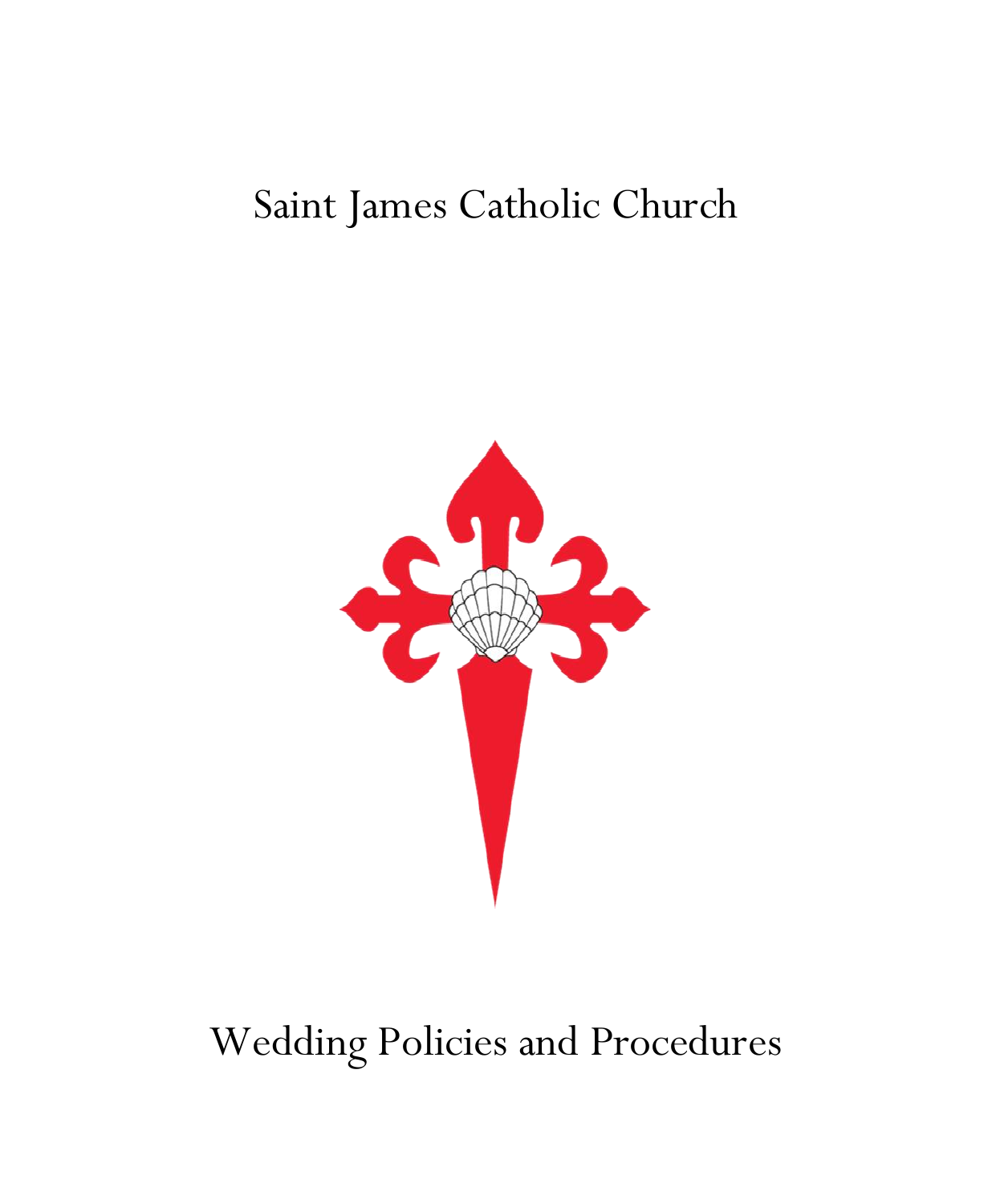# Saint James Catholic Church

# Wedding Policies and Procedures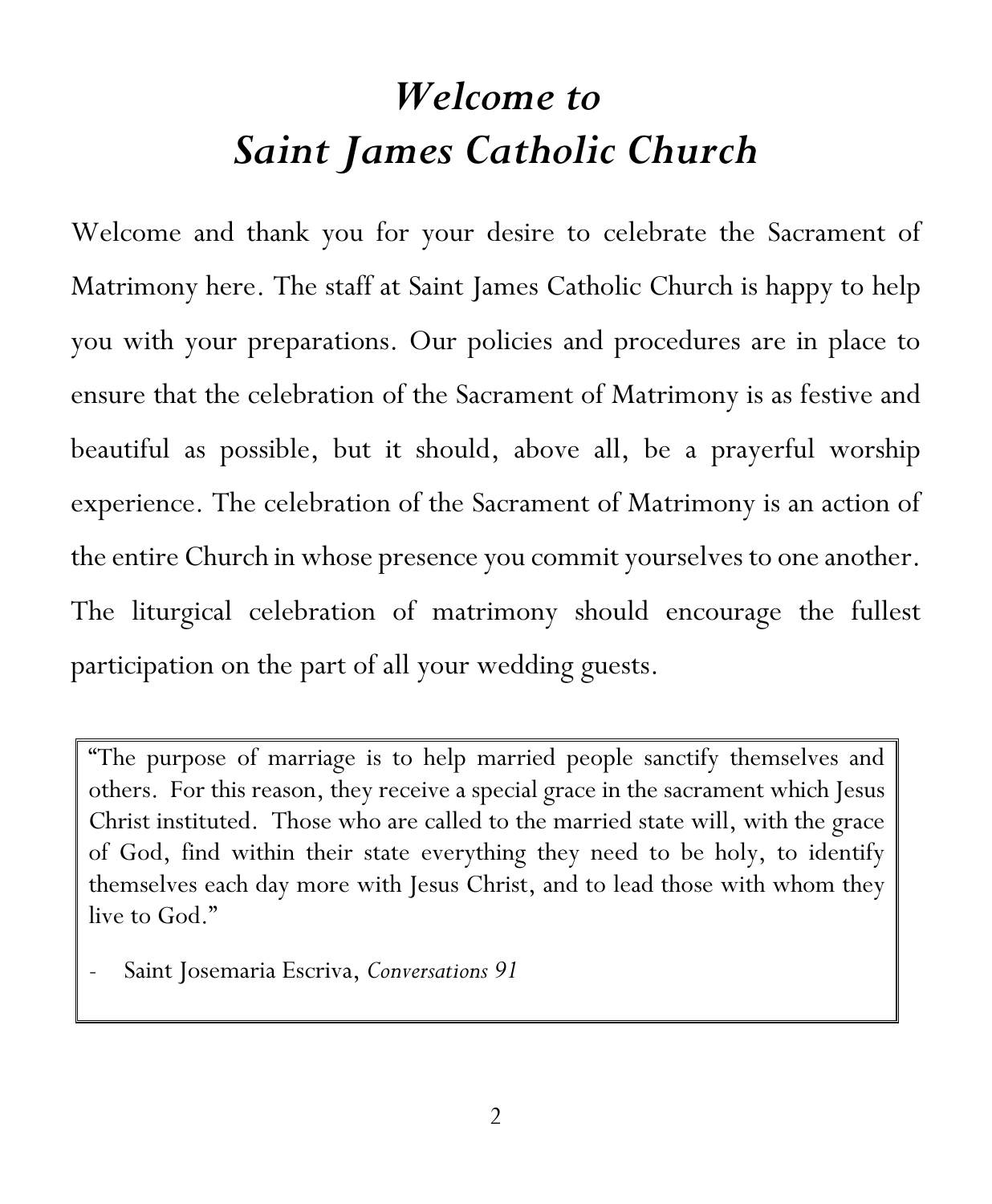# *Welcome to Saint James Catholic Church*

Welcome and thank you for your desire to celebrate the Sacrament of Matrimony here. The staff at Saint James Catholic Church is happy to help you with your preparations. Our policies and procedures are in place to ensure that the celebration of the Sacrament of Matrimony is as festive and beautiful as possible, but it should, above all, be a prayerful worship experience. The celebration of the Sacrament of Matrimony is an action of the entire Church in whose presence you commit yourselves to one another. The liturgical celebration of matrimony should encourage the fullest participation on the part of all your wedding guests.

> "The purpose of marriage is to help married people sanctify themselves and others. For this reason, they receive a special grace in the sacrament which Jesus Christ instituted. Those who are called to the married state will, with the grace of God, find within their state everything they need to be holy, to identify themselves each day more with Jesus Christ, and to lead those with whom they live to God."
>
> - Saint Josemaria Escriva, *Conversations 91*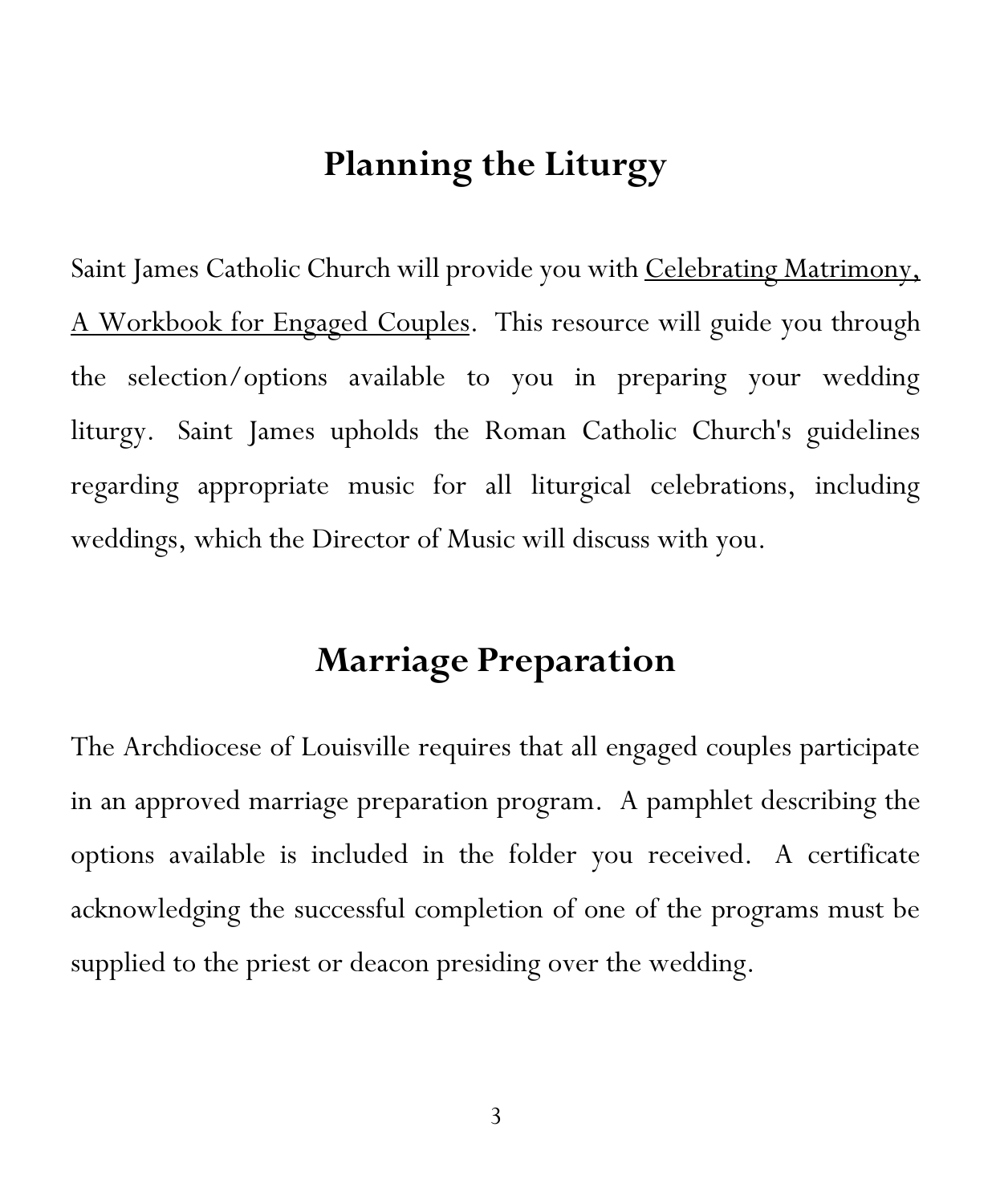## Planning the Liturgy

Saint James Catholic Church will provide you with Celebrating Matrimony, A Workbook for Engaged Couples. This resource will guide you through the selection/options available to you in preparing your wedding liturgy. Saint James upholds the Roman Catholic Church's guidelines regarding appropriate music for all liturgical celebrations, including weddings, which the Director of Music will discuss with you.

## Marriage Preparation

The Archdiocese of Louisville requires that all engaged couples participate in an approved marriage preparation program. A pamphlet describing the options available is included in the folder you received. A certificate acknowledging the successful completion of one of the programs must be supplied to the priest or deacon presiding over the wedding.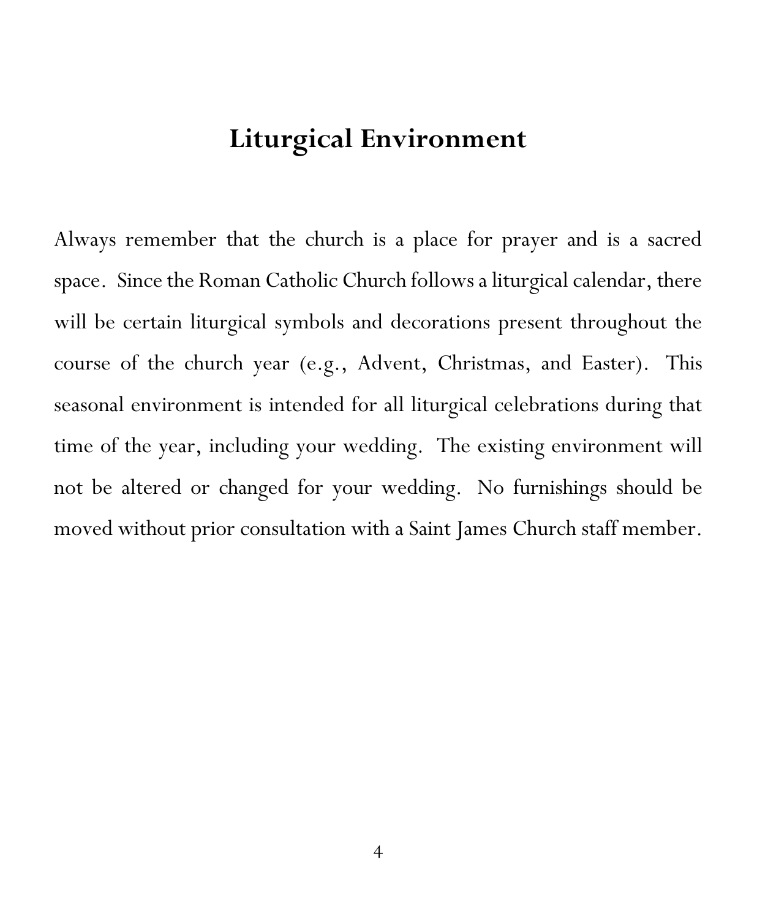# Liturgical Environment

Always remember that the church is a place for prayer and is a sacred space. Since the Roman Catholic Church follows a liturgical calendar, there will be certain liturgical symbols and decorations present throughout the course of the church year (e.g., Advent, Christmas, and Easter). This seasonal environment is intended for all liturgical celebrations during that time of the year, including your wedding. The existing environment will not be altered or changed for your wedding. No furnishings should be moved without prior consultation with a Saint James Church staff member.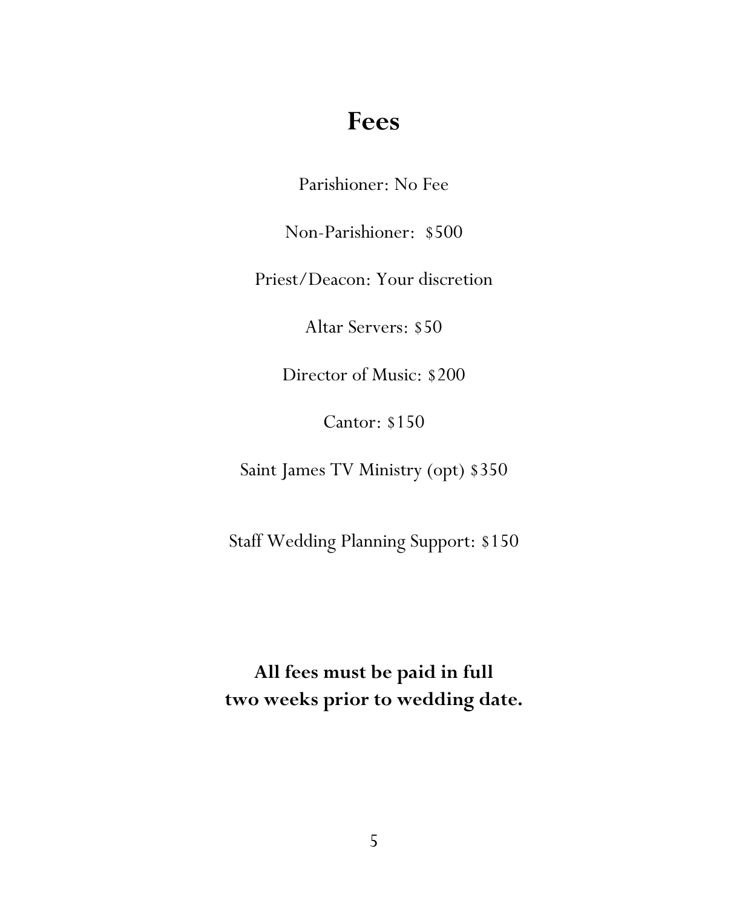# Fees

Parishioner: No Fee

Non-Parishioner: $500

Priest/Deacon: Your discretion

Altar Servers: $50

Director of Music: $200

Cantor: $150

Saint James TV Ministry (opt) $350

Staff Wedding Planning Support: $150

**All fees must be paid in full two weeks prior to wedding date.**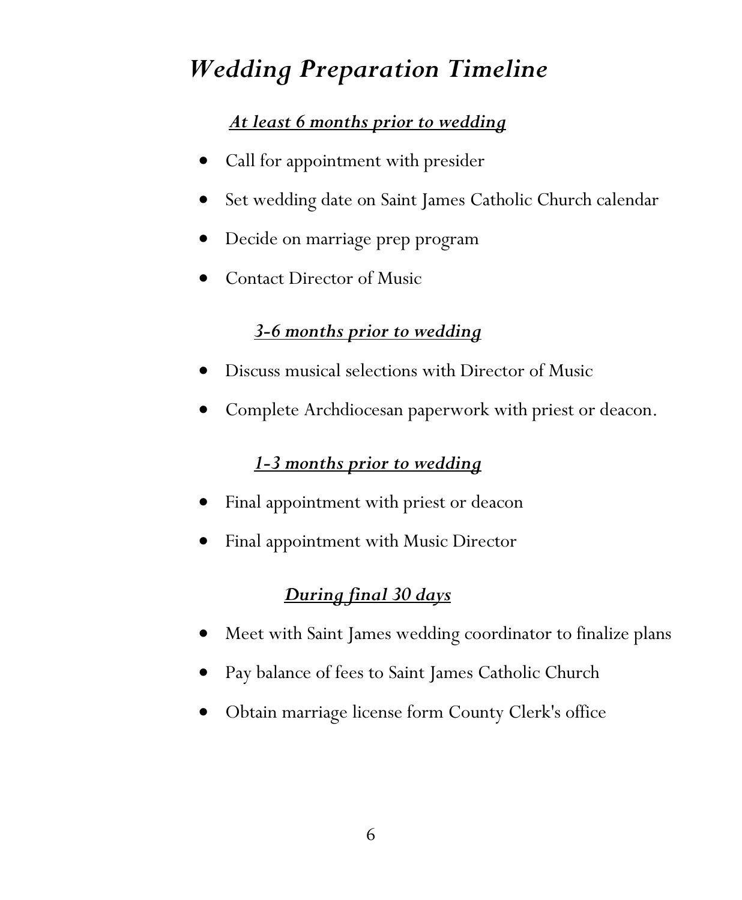# *Wedding Preparation Timeline*

### ***At least 6 months prior to wedding***

- Call for appointment with presider
- Set wedding date on Saint James Catholic Church calendar
- Decide on marriage prep program
- Contact Director of Music

### ***3-6 months prior to wedding***

- Discuss musical selections with Director of Music
- Complete Archdiocesan paperwork with priest or deacon.

### ***1-3 months prior to wedding***

- Final appointment with priest or deacon
- Final appointment with Music Director

### ***During final 30 days***

- Meet with Saint James wedding coordinator to finalize plans
- Pay balance of fees to Saint James Catholic Church
- Obtain marriage license form County Clerk's office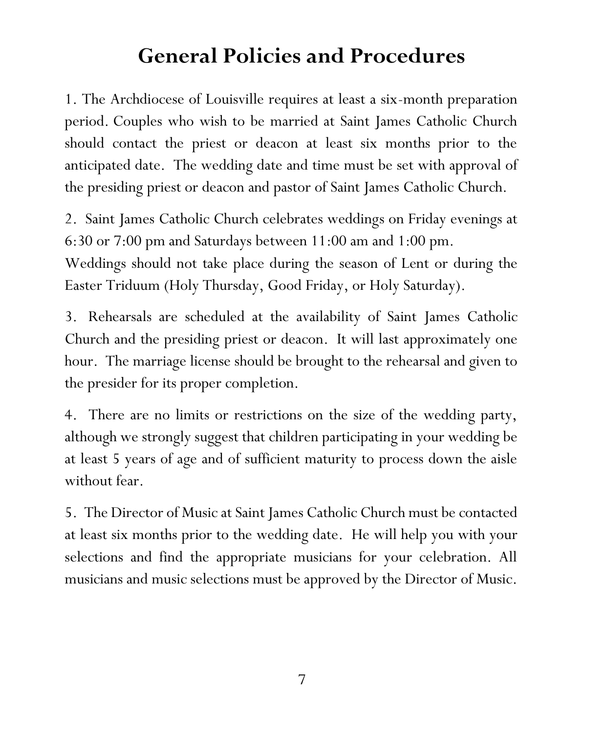# General Policies and Procedures

1. The Archdiocese of Louisville requires at least a six-month preparation period. Couples who wish to be married at Saint James Catholic Church should contact the priest or deacon at least six months prior to the anticipated date. The wedding date and time must be set with approval of the presiding priest or deacon and pastor of Saint James Catholic Church.

2. Saint James Catholic Church celebrates weddings on Friday evenings at 6:30 or 7:00 pm and Saturdays between 11:00 am and 1:00 pm.
Weddings should not take place during the season of Lent or during the Easter Triduum (Holy Thursday, Good Friday, or Holy Saturday).

3. Rehearsals are scheduled at the availability of Saint James Catholic Church and the presiding priest or deacon. It will last approximately one hour. The marriage license should be brought to the rehearsal and given to the presider for its proper completion.

4. There are no limits or restrictions on the size of the wedding party, although we strongly suggest that children participating in your wedding be at least 5 years of age and of sufficient maturity to process down the aisle without fear.

5. The Director of Music at Saint James Catholic Church must be contacted at least six months prior to the wedding date. He will help you with your selections and find the appropriate musicians for your celebration. All musicians and music selections must be approved by the Director of Music.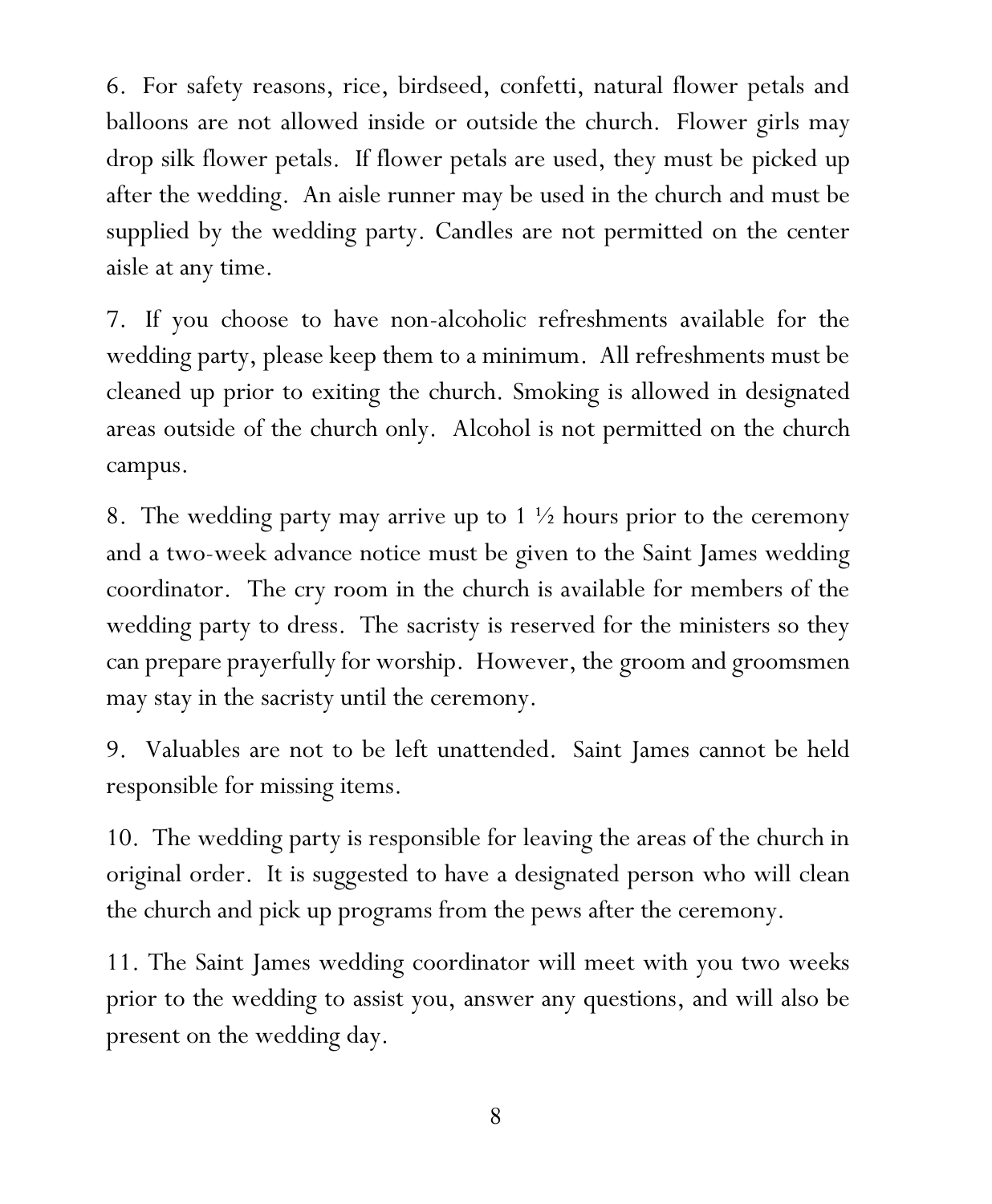6. For safety reasons, rice, birdseed, confetti, natural flower petals and balloons are not allowed inside or outside the church. Flower girls may drop silk flower petals. If flower petals are used, they must be picked up after the wedding. An aisle runner may be used in the church and must be supplied by the wedding party. Candles are not permitted on the center aisle at any time.

7. If you choose to have non-alcoholic refreshments available for the wedding party, please keep them to a minimum. All refreshments must be cleaned up prior to exiting the church. Smoking is allowed in designated areas outside of the church only. Alcohol is not permitted on the church campus.

8. The wedding party may arrive up to 1 ½ hours prior to the ceremony and a two-week advance notice must be given to the Saint James wedding coordinator. The cry room in the church is available for members of the wedding party to dress. The sacristy is reserved for the ministers so they can prepare prayerfully for worship. However, the groom and groomsmen may stay in the sacristy until the ceremony.

9. Valuables are not to be left unattended. Saint James cannot be held responsible for missing items.

10. The wedding party is responsible for leaving the areas of the church in original order. It is suggested to have a designated person who will clean the church and pick up programs from the pews after the ceremony.

11. The Saint James wedding coordinator will meet with you two weeks prior to the wedding to assist you, answer any questions, and will also be present on the wedding day.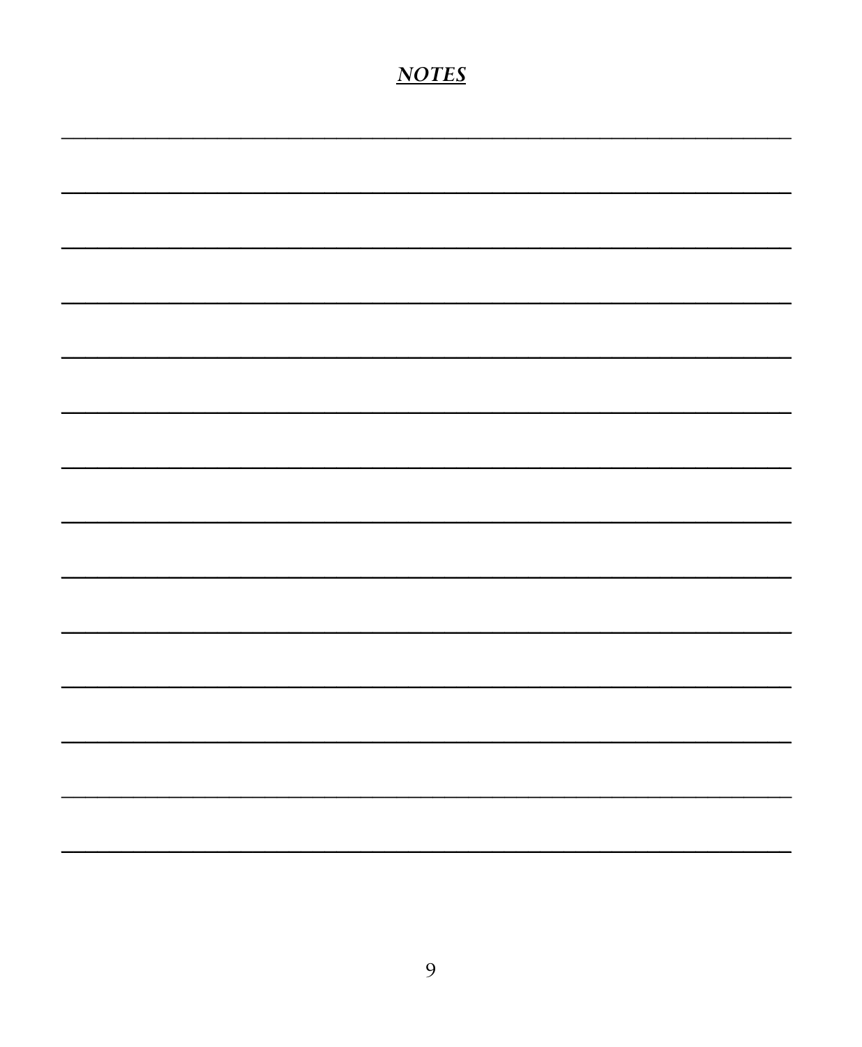# ***NOTES***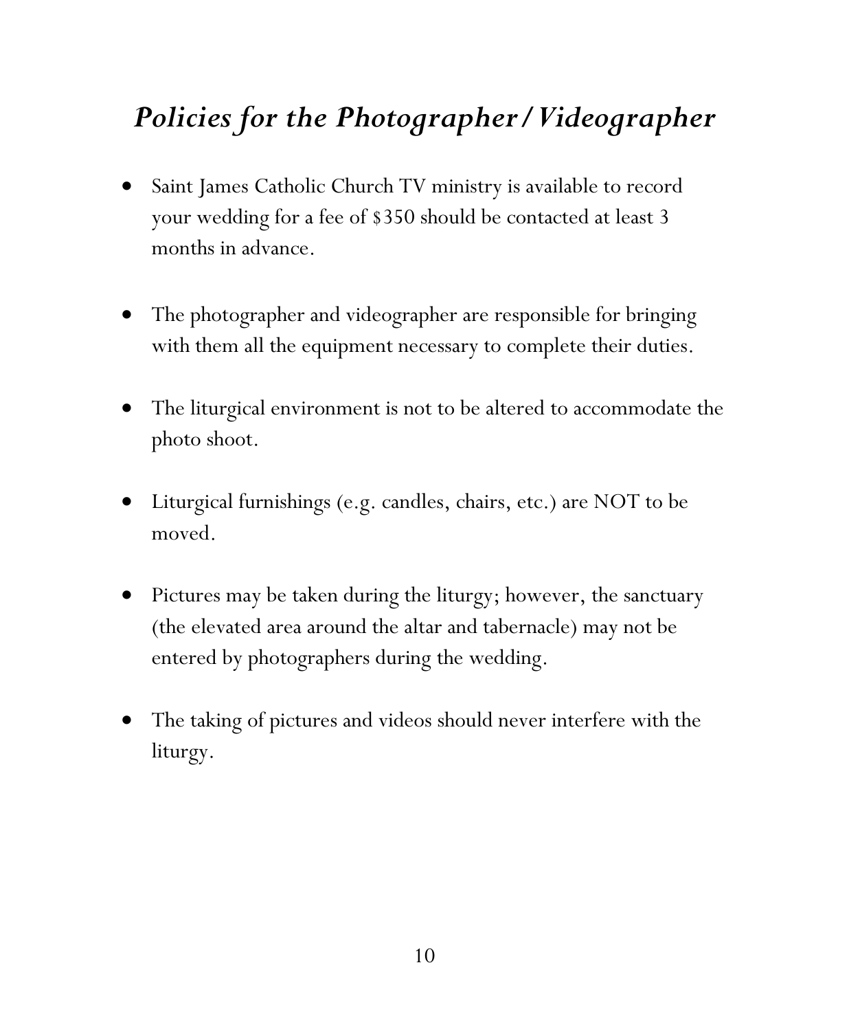# *Policies for the Photographer / Videographer*

- Saint James Catholic Church TV ministry is available to record your wedding for a fee of $350 should be contacted at least 3 months in advance.

- The photographer and videographer are responsible for bringing with them all the equipment necessary to complete their duties.

- The liturgical environment is not to be altered to accommodate the photo shoot.

- Liturgical furnishings (e.g. candles, chairs, etc.) are NOT to be moved.

- Pictures may be taken during the liturgy; however, the sanctuary (the elevated area around the altar and tabernacle) may not be entered by photographers during the wedding.

- The taking of pictures and videos should never interfere with the liturgy.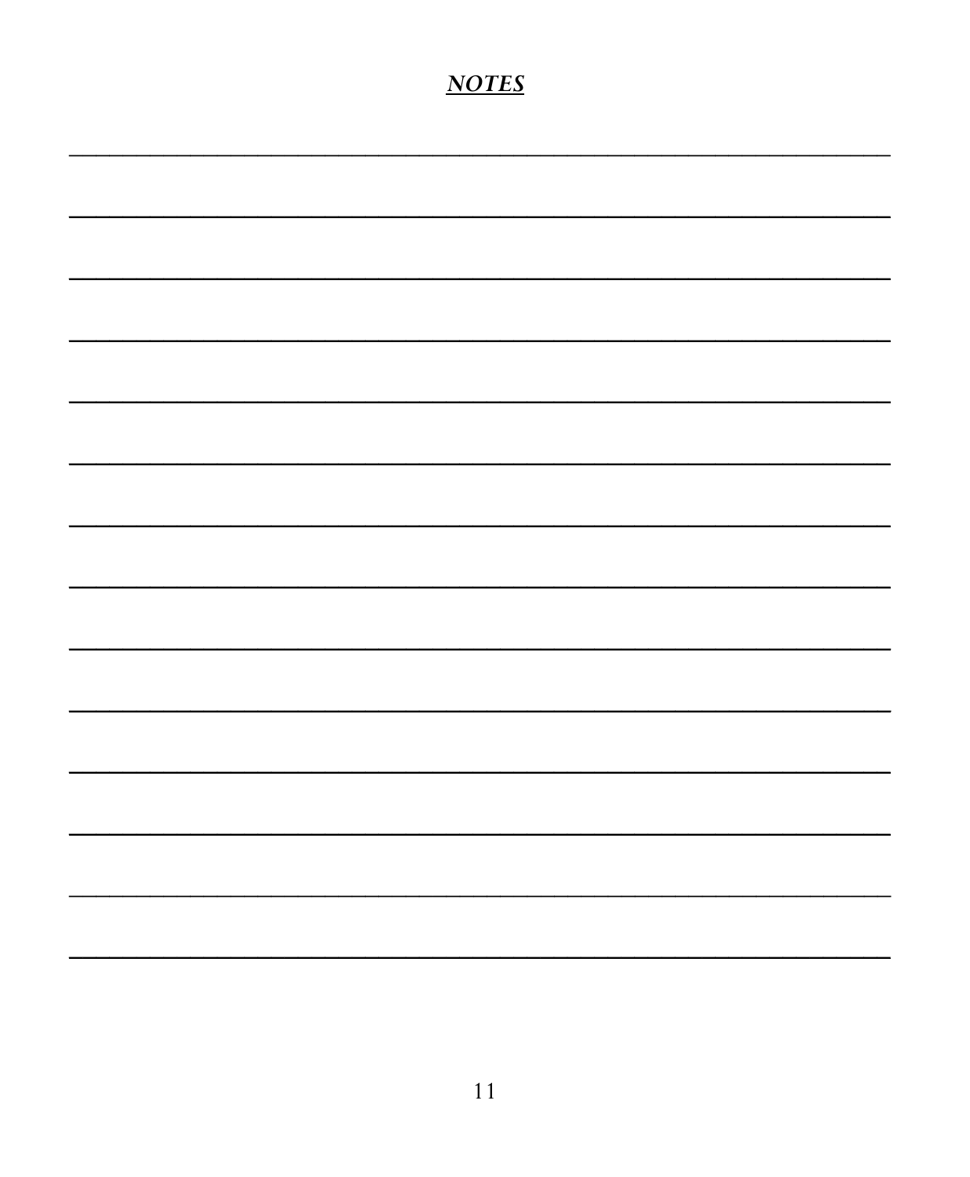***NOTES***

___________________________________________________________________________

___________________________________________________________________________

___________________________________________________________________________

___________________________________________________________________________

___________________________________________________________________________

___________________________________________________________________________

___________________________________________________________________________

___________________________________________________________________________

___________________________________________________________________________

___________________________________________________________________________

___________________________________________________________________________

___________________________________________________________________________

___________________________________________________________________________

___________________________________________________________________________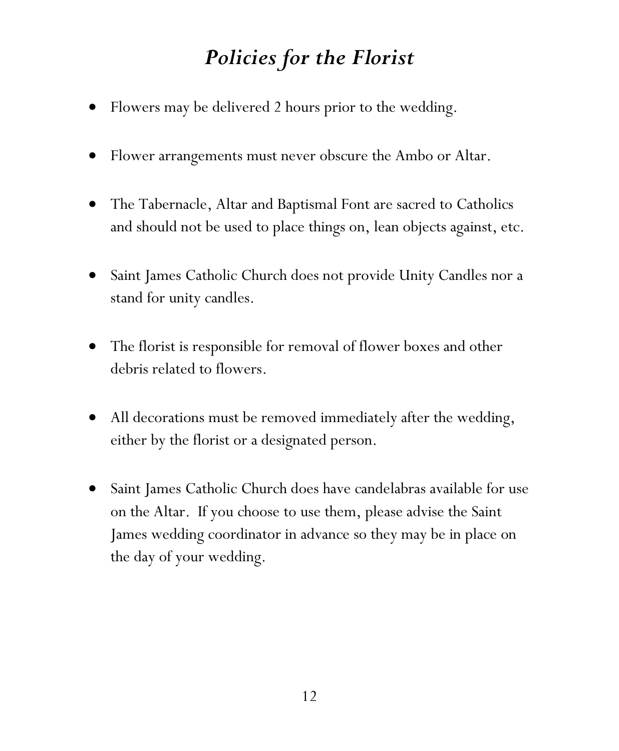# *Policies for the Florist*

- Flowers may be delivered 2 hours prior to the wedding.
- Flower arrangements must never obscure the Ambo or Altar.
- The Tabernacle, Altar and Baptismal Font are sacred to Catholics and should not be used to place things on, lean objects against, etc.
- Saint James Catholic Church does not provide Unity Candles nor a stand for unity candles.
- The florist is responsible for removal of flower boxes and other debris related to flowers.
- All decorations must be removed immediately after the wedding, either by the florist or a designated person.
- Saint James Catholic Church does have candelabras available for use on the Altar. If you choose to use them, please advise the Saint James wedding coordinator in advance so they may be in place on the day of your wedding.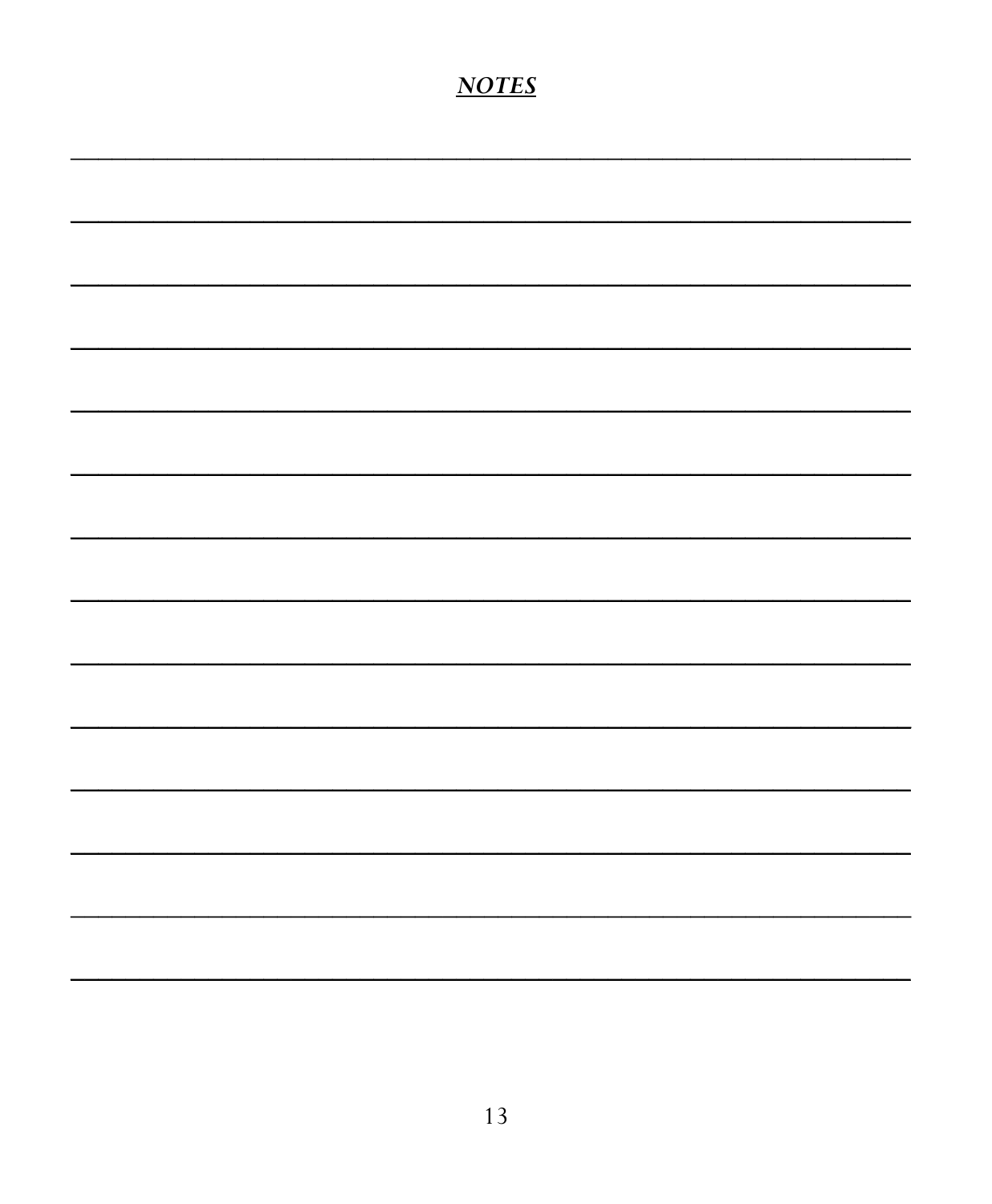## ***NOTES***

\_\_\_\_\_\_\_\_\_\_\_\_\_\_\_\_\_\_\_\_\_\_\_\_\_\_\_\_\_\_\_\_\_\_\_\_\_\_\_\_\_\_\_\_\_\_\_\_\_\_\_\_\_\_\_\_\_\_\_\_

\_\_\_\_\_\_\_\_\_\_\_\_\_\_\_\_\_\_\_\_\_\_\_\_\_\_\_\_\_\_\_\_\_\_\_\_\_\_\_\_\_\_\_\_\_\_\_\_\_\_\_\_\_\_\_\_\_\_\_\_

\_\_\_\_\_\_\_\_\_\_\_\_\_\_\_\_\_\_\_\_\_\_\_\_\_\_\_\_\_\_\_\_\_\_\_\_\_\_\_\_\_\_\_\_\_\_\_\_\_\_\_\_\_\_\_\_\_\_\_\_

\_\_\_\_\_\_\_\_\_\_\_\_\_\_\_\_\_\_\_\_\_\_\_\_\_\_\_\_\_\_\_\_\_\_\_\_\_\_\_\_\_\_\_\_\_\_\_\_\_\_\_\_\_\_\_\_\_\_\_\_

\_\_\_\_\_\_\_\_\_\_\_\_\_\_\_\_\_\_\_\_\_\_\_\_\_\_\_\_\_\_\_\_\_\_\_\_\_\_\_\_\_\_\_\_\_\_\_\_\_\_\_\_\_\_\_\_\_\_\_\_

\_\_\_\_\_\_\_\_\_\_\_\_\_\_\_\_\_\_\_\_\_\_\_\_\_\_\_\_\_\_\_\_\_\_\_\_\_\_\_\_\_\_\_\_\_\_\_\_\_\_\_\_\_\_\_\_\_\_\_\_

\_\_\_\_\_\_\_\_\_\_\_\_\_\_\_\_\_\_\_\_\_\_\_\_\_\_\_\_\_\_\_\_\_\_\_\_\_\_\_\_\_\_\_\_\_\_\_\_\_\_\_\_\_\_\_\_\_\_\_\_

\_\_\_\_\_\_\_\_\_\_\_\_\_\_\_\_\_\_\_\_\_\_\_\_\_\_\_\_\_\_\_\_\_\_\_\_\_\_\_\_\_\_\_\_\_\_\_\_\_\_\_\_\_\_\_\_\_\_\_\_

\_\_\_\_\_\_\_\_\_\_\_\_\_\_\_\_\_\_\_\_\_\_\_\_\_\_\_\_\_\_\_\_\_\_\_\_\_\_\_\_\_\_\_\_\_\_\_\_\_\_\_\_\_\_\_\_\_\_\_\_

\_\_\_\_\_\_\_\_\_\_\_\_\_\_\_\_\_\_\_\_\_\_\_\_\_\_\_\_\_\_\_\_\_\_\_\_\_\_\_\_\_\_\_\_\_\_\_\_\_\_\_\_\_\_\_\_\_\_\_\_

\_\_\_\_\_\_\_\_\_\_\_\_\_\_\_\_\_\_\_\_\_\_\_\_\_\_\_\_\_\_\_\_\_\_\_\_\_\_\_\_\_\_\_\_\_\_\_\_\_\_\_\_\_\_\_\_\_\_\_\_

\_\_\_\_\_\_\_\_\_\_\_\_\_\_\_\_\_\_\_\_\_\_\_\_\_\_\_\_\_\_\_\_\_\_\_\_\_\_\_\_\_\_\_\_\_\_\_\_\_\_\_\_\_\_\_\_\_\_\_\_

\_\_\_\_\_\_\_\_\_\_\_\_\_\_\_\_\_\_\_\_\_\_\_\_\_\_\_\_\_\_\_\_\_\_\_\_\_\_\_\_\_\_\_\_\_\_\_\_\_\_\_\_\_\_\_\_\_\_\_\_

\_\_\_\_\_\_\_\_\_\_\_\_\_\_\_\_\_\_\_\_\_\_\_\_\_\_\_\_\_\_\_\_\_\_\_\_\_\_\_\_\_\_\_\_\_\_\_\_\_\_\_\_\_\_\_\_\_\_\_\_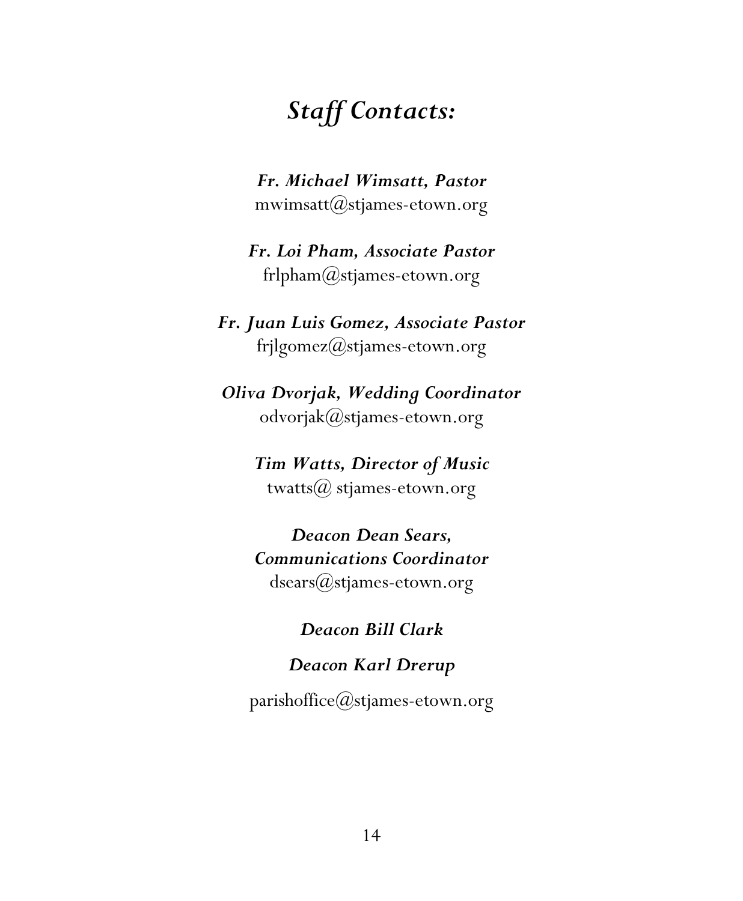## *Staff Contacts:*

***Fr. Michael Wimsatt, Pastor***
mwimsatt@stjames-etown.org

***Fr. Loi Pham, Associate Pastor***
frlpham@stjames-etown.org

***Fr. Juan Luis Gomez, Associate Pastor***
frjlgomez@stjames-etown.org

***Oliva Dvorjak, Wedding Coordinator***
odvorjak@stjames-etown.org

***Tim Watts, Director of Music***
twatts@ stjames-etown.org

***Deacon Dean Sears,***
***Communications Coordinator***
dsears@stjames-etown.org

***Deacon Bill Clark***

***Deacon Karl Drerup***

parishoffice@stjames-etown.org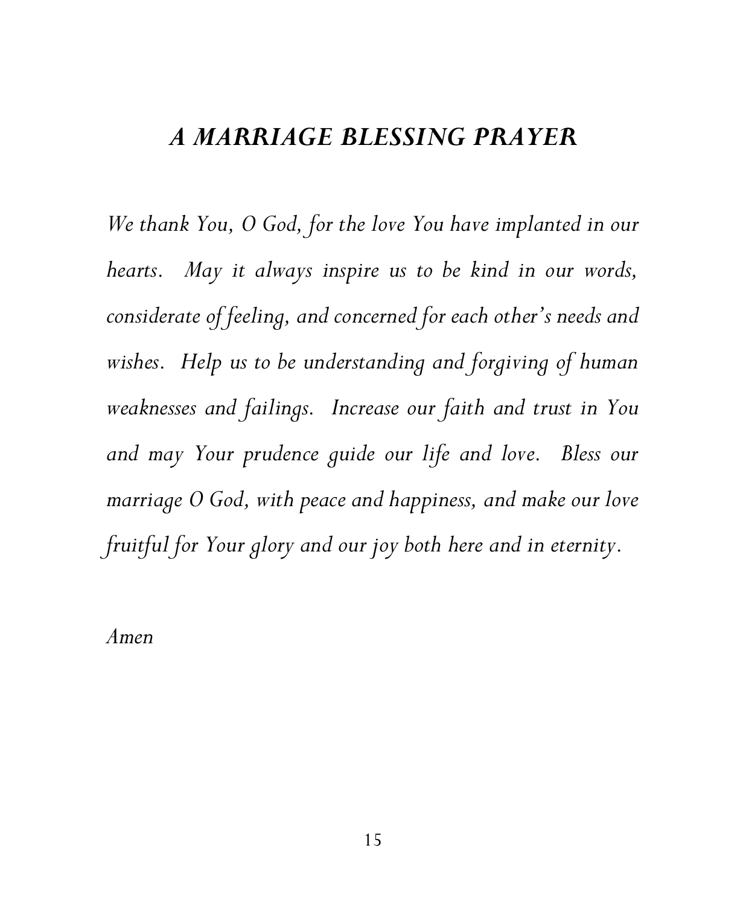## *A MARRIAGE BLESSING PRAYER*

*We thank You, O God, for the love You have implanted in our hearts. May it always inspire us to be kind in our words, considerate of feeling, and concerned for each other's needs and wishes. Help us to be understanding and forgiving of human weaknesses and failings. Increase our faith and trust in You and may Your prudence guide our life and love. Bless our marriage O God, with peace and happiness, and make our love fruitful for Your glory and our joy both here and in eternity.*

*Amen*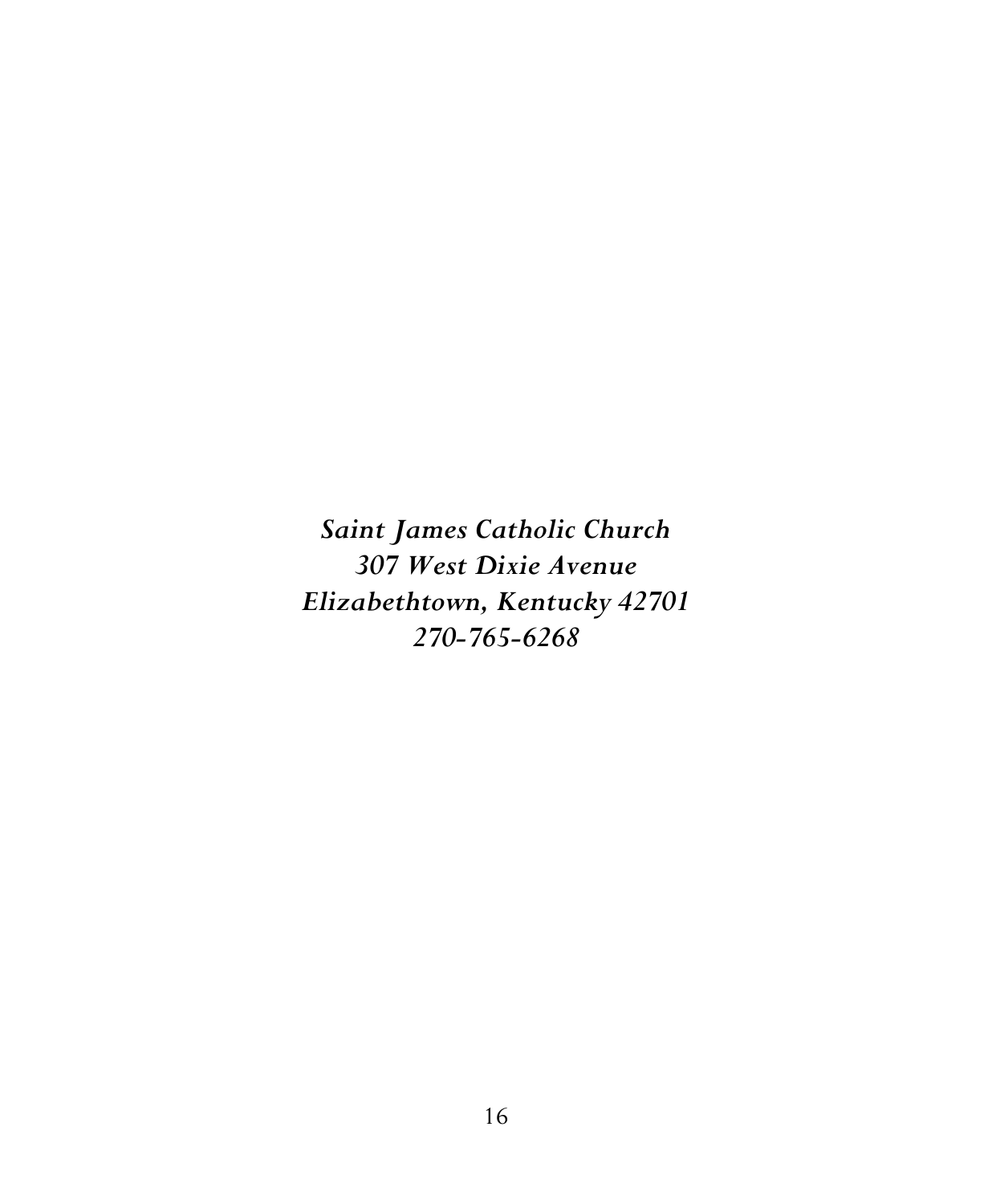*Saint James Catholic Church*
*307 West Dixie Avenue*
*Elizabethtown, Kentucky 42701*
*270-765-6268*